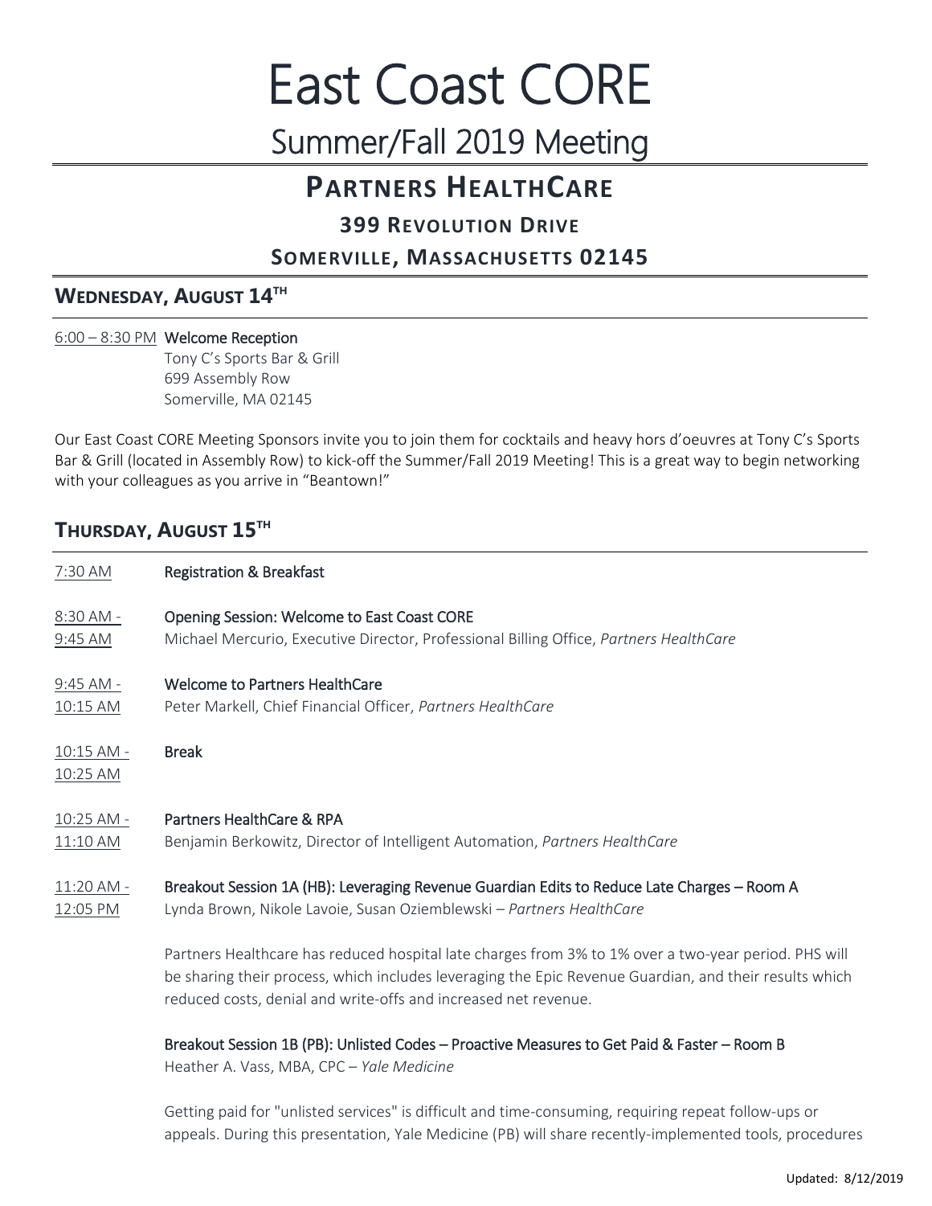# East Coast CORE

## Summer/Fall 2019 Meeting

## Partners HealthCare

### 399 Revolution Drive

### Somerville, Massachusetts 02145

## Wednesday, August 14th

6:00 – 8:30 PM **Welcome Reception**
Tony C's Sports Bar & Grill
699 Assembly Row
Somerville, MA 02145

Our East Coast CORE Meeting Sponsors invite you to join them for cocktails and heavy hors d'oeuvres at Tony C's Sports Bar & Grill (located in Assembly Row) to kick-off the Summer/Fall 2019 Meeting! This is a great way to begin networking with your colleagues as you arrive in "Beantown!"

## Thursday, August 15th

7:30 AM **Registration & Breakfast**

8:30 AM - 9:45 AM **Opening Session: Welcome to East Coast CORE**
Michael Mercurio, Executive Director, Professional Billing Office, *Partners HealthCare*

9:45 AM - 10:15 AM **Welcome to Partners HealthCare**
Peter Markell, Chief Financial Officer, *Partners HealthCare*

10:15 AM - 10:25 AM **Break**

10:25 AM - 11:10 AM **Partners HealthCare & RPA**
Benjamin Berkowitz, Director of Intelligent Automation, *Partners HealthCare*

11:20 AM - 12:05 PM **Breakout Session 1A (HB): Leveraging Revenue Guardian Edits to Reduce Late Charges – Room A**
Lynda Brown, Nikole Lavoie, Susan Oziemblewski – *Partners HealthCare*

Partners Healthcare has reduced hospital late charges from 3% to 1% over a two-year period. PHS will be sharing their process, which includes leveraging the Epic Revenue Guardian, and their results which reduced costs, denial and write-offs and increased net revenue.

**Breakout Session 1B (PB): Unlisted Codes – Proactive Measures to Get Paid & Faster – Room B**
Heather A. Vass, MBA, CPC – *Yale Medicine*

Getting paid for "unlisted services" is difficult and time-consuming, requiring repeat follow-ups or appeals. During this presentation, Yale Medicine (PB) will share recently-implemented tools, procedures

Updated: 8/12/2019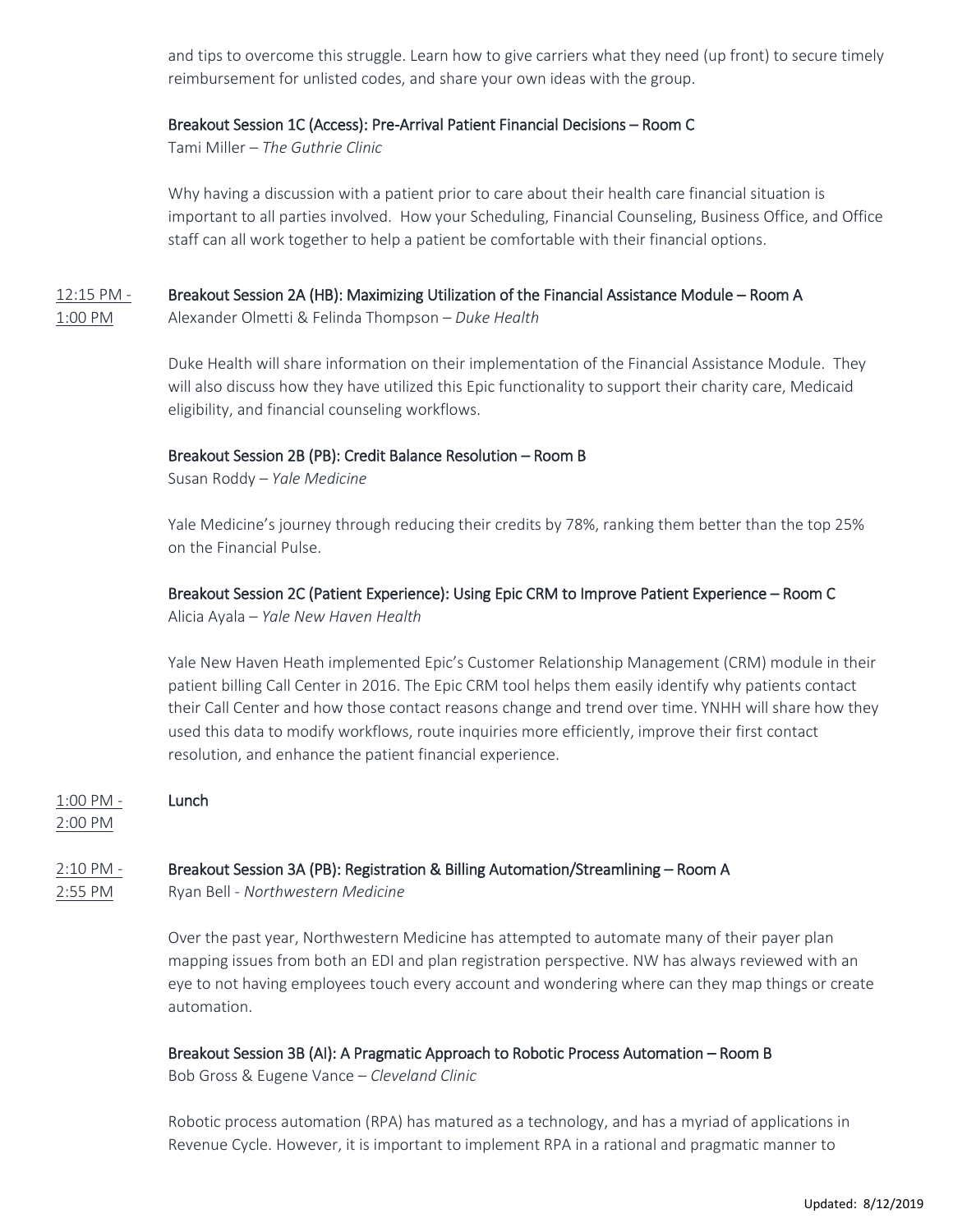and tips to overcome this struggle. Learn how to give carriers what they need (up front) to secure timely reimbursement for unlisted codes, and share your own ideas with the group.

### Breakout Session 1C (Access): Pre-Arrival Patient Financial Decisions – Room C

Tami Miller – *The Guthrie Clinic*

Why having a discussion with a patient prior to care about their health care financial situation is important to all parties involved. How your Scheduling, Financial Counseling, Business Office, and Office staff can all work together to help a patient be comfortable with their financial options.

**12:15 PM - 1:00 PM**

### Breakout Session 2A (HB): Maximizing Utilization of the Financial Assistance Module – Room A

Alexander Olmetti & Felinda Thompson – *Duke Health*

Duke Health will share information on their implementation of the Financial Assistance Module. They will also discuss how they have utilized this Epic functionality to support their charity care, Medicaid eligibility, and financial counseling workflows.

### Breakout Session 2B (PB): Credit Balance Resolution – Room B

Susan Roddy – *Yale Medicine*

Yale Medicine's journey through reducing their credits by 78%, ranking them better than the top 25% on the Financial Pulse.

### Breakout Session 2C (Patient Experience): Using Epic CRM to Improve Patient Experience – Room C

Alicia Ayala – *Yale New Haven Health*

Yale New Haven Heath implemented Epic's Customer Relationship Management (CRM) module in their patient billing Call Center in 2016. The Epic CRM tool helps them easily identify why patients contact their Call Center and how those contact reasons change and trend over time. YNHH will share how they used this data to modify workflows, route inquiries more efficiently, improve their first contact resolution, and enhance the patient financial experience.

**1:00 PM - 2:00 PM**

### Lunch

**2:10 PM - 2:55 PM**

### Breakout Session 3A (PB): Registration & Billing Automation/Streamlining – Room A

Ryan Bell - *Northwestern Medicine*

Over the past year, Northwestern Medicine has attempted to automate many of their payer plan mapping issues from both an EDI and plan registration perspective. NW has always reviewed with an eye to not having employees touch every account and wondering where can they map things or create automation.

### Breakout Session 3B (AI): A Pragmatic Approach to Robotic Process Automation – Room B

Bob Gross & Eugene Vance – *Cleveland Clinic*

Robotic process automation (RPA) has matured as a technology, and has a myriad of applications in Revenue Cycle. However, it is important to implement RPA in a rational and pragmatic manner to

Updated: 8/12/2019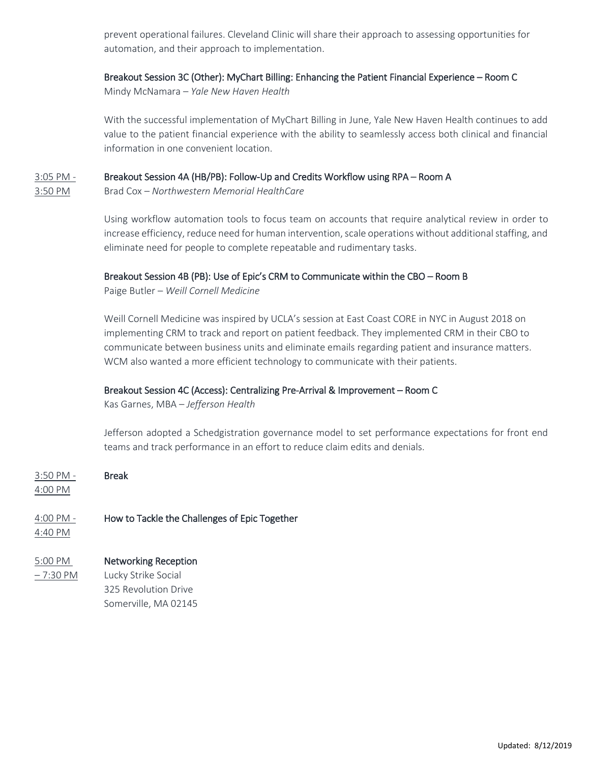prevent operational failures. Cleveland Clinic will share their approach to assessing opportunities for automation, and their approach to implementation.

**Breakout Session 3C (Other): MyChart Billing: Enhancing the Patient Financial Experience – Room C**
Mindy McNamara – *Yale New Haven Health*

With the successful implementation of MyChart Billing in June, Yale New Haven Health continues to add value to the patient financial experience with the ability to seamlessly access both clinical and financial information in one convenient location.

3:05 PM - 3:50 PM

**Breakout Session 4A (HB/PB): Follow-Up and Credits Workflow using RPA – Room A**
Brad Cox – *Northwestern Memorial HealthCare*

Using workflow automation tools to focus team on accounts that require analytical review in order to increase efficiency, reduce need for human intervention, scale operations without additional staffing, and eliminate need for people to complete repeatable and rudimentary tasks.

**Breakout Session 4B (PB): Use of Epic's CRM to Communicate within the CBO – Room B**
Paige Butler – *Weill Cornell Medicine*

Weill Cornell Medicine was inspired by UCLA's session at East Coast CORE in NYC in August 2018 on implementing CRM to track and report on patient feedback. They implemented CRM in their CBO to communicate between business units and eliminate emails regarding patient and insurance matters. WCM also wanted a more efficient technology to communicate with their patients.

**Breakout Session 4C (Access): Centralizing Pre-Arrival & Improvement – Room C**
Kas Garnes, MBA – *Jefferson Health*

Jefferson adopted a Schedgistration governance model to set performance expectations for front end teams and track performance in an effort to reduce claim edits and denials.

3:50 PM - 4:00 PM

**Break**

4:00 PM - 4:40 PM

**How to Tackle the Challenges of Epic Together**

5:00 PM – 7:30 PM

**Networking Reception**
Lucky Strike Social
325 Revolution Drive
Somerville, MA 02145

Updated: 8/12/2019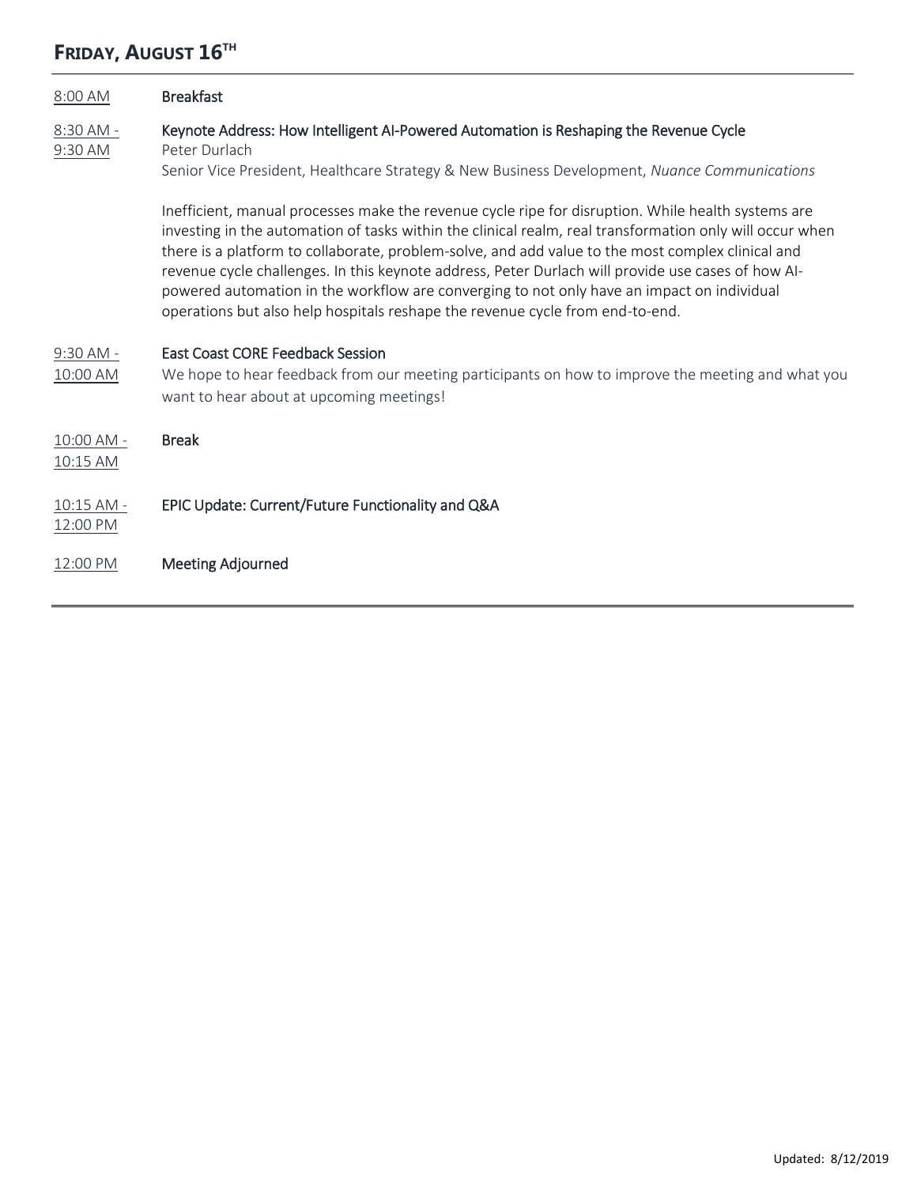## FRIDAY, AUGUST 16TH

8:00 AM — **Breakfast**

8:30 AM - 9:30 AM — **Keynote Address: How Intelligent AI-Powered Automation is Reshaping the Revenue Cycle**

Peter Durlach

Senior Vice President, Healthcare Strategy & New Business Development, *Nuance Communications*

Inefficient, manual processes make the revenue cycle ripe for disruption. While health systems are investing in the automation of tasks within the clinical realm, real transformation only will occur when there is a platform to collaborate, problem-solve, and add value to the most complex clinical and revenue cycle challenges. In this keynote address, Peter Durlach will provide use cases of how AI-powered automation in the workflow are converging to not only have an impact on individual operations but also help hospitals reshape the revenue cycle from end-to-end.

9:30 AM - 10:00 AM — **East Coast CORE Feedback Session**

We hope to hear feedback from our meeting participants on how to improve the meeting and what you want to hear about at upcoming meetings!

10:00 AM - 10:15 AM — **Break**

10:15 AM - 12:00 PM — **EPIC Update: Current/Future Functionality and Q&A**

12:00 PM — **Meeting Adjourned**

Updated: 8/12/2019